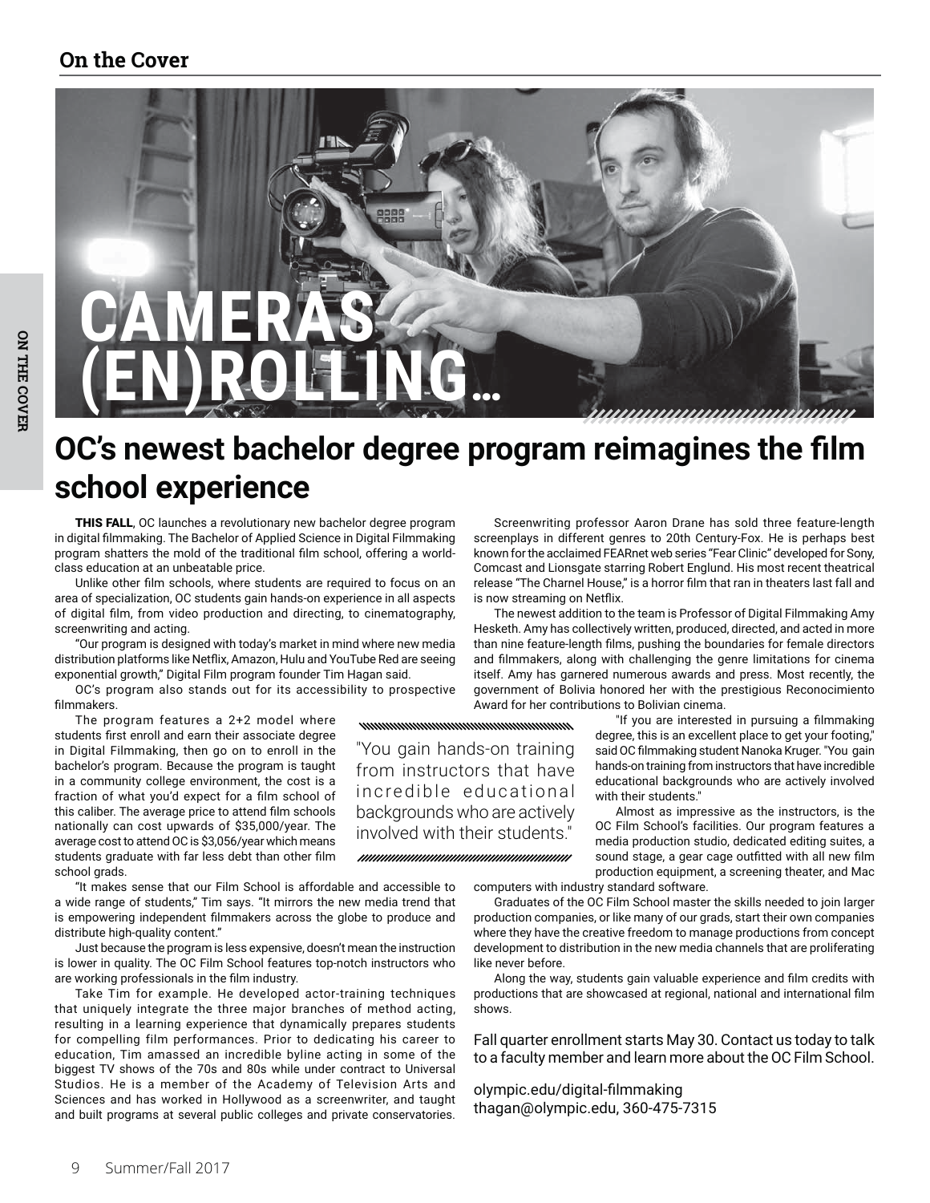## On the Cover

# CAMERAS (EN)ROLLING...

# OC's newest bachelor degree program reimagines the film school experience

**THIS FALL**, OC launches a revolutionary new bachelor degree program in digital filmmaking. The Bachelor of Applied Science in Digital Filmmaking program shatters the mold of the traditional film school, offering a world-class education at an unbeatable price.

Unlike other film schools, where students are required to focus on an area of specialization, OC students gain hands-on experience in all aspects of digital film, from video production and directing, to cinematography, screenwriting and acting.

"Our program is designed with today's market in mind where new media distribution platforms like Netflix, Amazon, Hulu and YouTube Red are seeing exponential growth," Digital Film program founder Tim Hagan said.

OC's program also stands out for its accessibility to prospective filmmakers.

The program features a 2+2 model where students first enroll and earn their associate degree in Digital Filmmaking, then go on to enroll in the bachelor's program. Because the program is taught in a community college environment, the cost is a fraction of what you'd expect for a film school of this caliber. The average price to attend film schools nationally can cost upwards of $35,000/year. The average cost to attend OC is $3,056/year which means students graduate with far less debt than other film school grads.

"It makes sense that our Film School is affordable and accessible to a wide range of students," Tim says. "It mirrors the new media trend that is empowering independent filmmakers across the globe to produce and distribute high-quality content."

Just because the program is less expensive, doesn't mean the instruction is lower in quality. The OC Film School features top-notch instructors who are working professionals in the film industry.

Take Tim for example. He developed actor-training techniques that uniquely integrate the three major branches of method acting, resulting in a learning experience that dynamically prepares students for compelling film performances. Prior to dedicating his career to education, Tim amassed an incredible byline acting in some of the biggest TV shows of the 70s and 80s while under contract to Universal Studios. He is a member of the Academy of Television Arts and Sciences and has worked in Hollywood as a screenwriter, and taught and built programs at several public colleges and private conservatories.

> "You gain hands-on training from instructors that have incredible educational backgrounds who are actively involved with their students."

Screenwriting professor Aaron Drane has sold three feature-length screenplays in different genres to 20th Century-Fox. He is perhaps best known for the acclaimed FEARnet web series "Fear Clinic" developed for Sony, Comcast and Lionsgate starring Robert Englund. His most recent theatrical release "The Charnel House," is a horror film that ran in theaters last fall and is now streaming on Netflix.

The newest addition to the team is Professor of Digital Filmmaking Amy Hesketh. Amy has collectively written, produced, directed, and acted in more than nine feature-length films, pushing the boundaries for female directors and filmmakers, along with challenging the genre limitations for cinema itself. Amy has garnered numerous awards and press. Most recently, the government of Bolivia honored her with the prestigious Reconocimiento Award for her contributions to Bolivian cinema.

"If you are interested in pursuing a filmmaking degree, this is an excellent place to get your footing," said OC filmmaking student Nanoka Kruger. "You gain hands-on training from instructors that have incredible educational backgrounds who are actively involved with their students."

Almost as impressive as the instructors, is the OC Film School's facilities. Our program features a media production studio, dedicated editing suites, a sound stage, a gear cage outfitted with all new film production equipment, a screening theater, and Mac computers with industry standard software.

Graduates of the OC Film School master the skills needed to join larger production companies, or like many of our grads, start their own companies where they have the creative freedom to manage productions from concept development to distribution in the new media channels that are proliferating like never before.

Along the way, students gain valuable experience and film credits with productions that are showcased at regional, national and international film shows.

Fall quarter enrollment starts May 30. Contact us today to talk to a faculty member and learn more about the OC Film School.

olympic.edu/digital-filmmaking
thagan@olympic.edu, 360-475-7315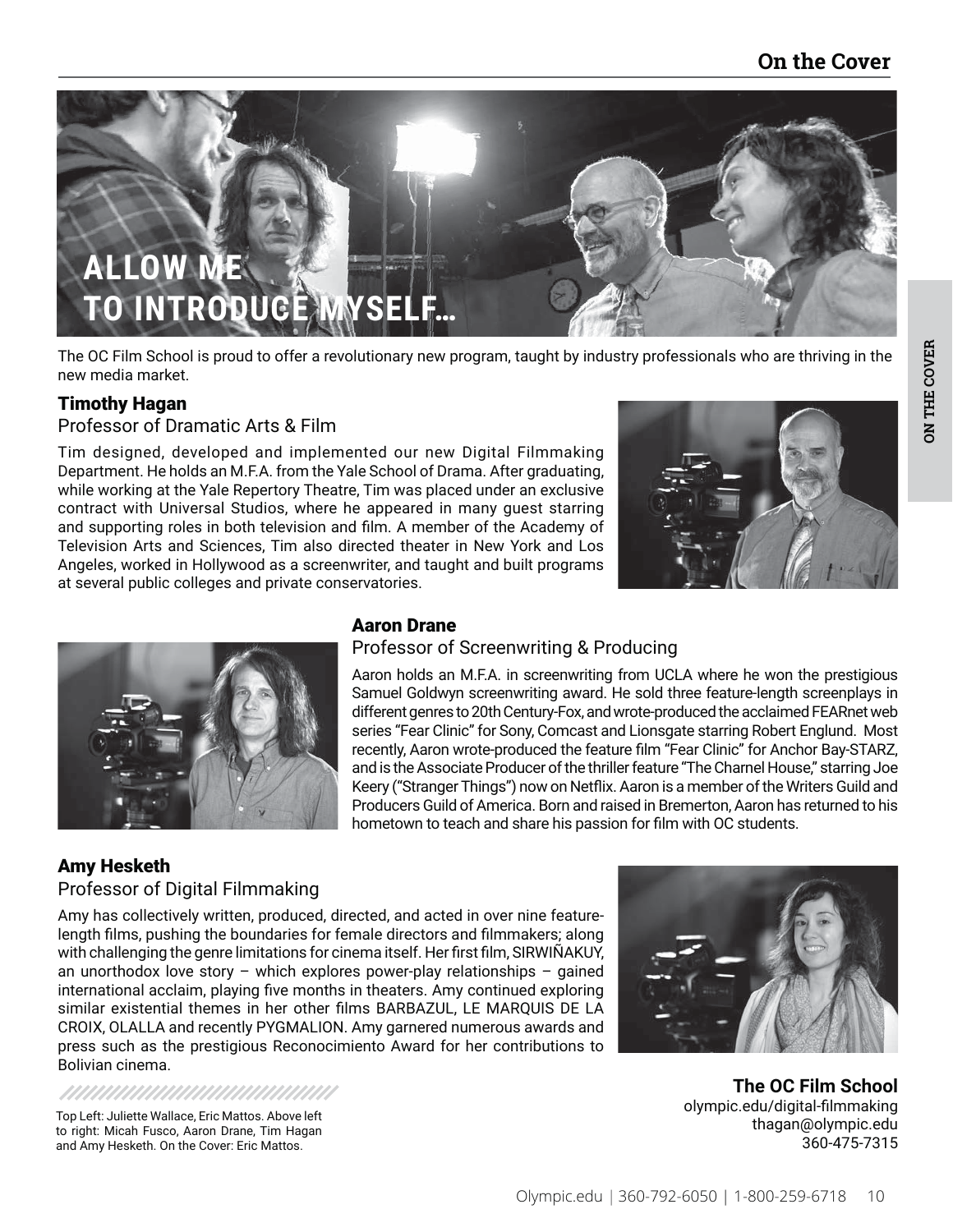# ALLOW ME TO INTRODUCE MYSELF...

The OC Film School is proud to offer a revolutionary new program, taught by industry professionals who are thriving in the new media market.

## Timothy Hagan

### Professor of Dramatic Arts & Film

Tim designed, developed and implemented our new Digital Filmmaking Department. He holds an M.F.A. from the Yale School of Drama. After graduating, while working at the Yale Repertory Theatre, Tim was placed under an exclusive contract with Universal Studios, where he appeared in many guest starring and supporting roles in both television and film. A member of the Academy of Television Arts and Sciences, Tim also directed theater in New York and Los Angeles, worked in Hollywood as a screenwriter, and taught and built programs at several public colleges and private conservatories.

## Aaron Drane

### Professor of Screenwriting & Producing

Aaron holds an M.F.A. in screenwriting from UCLA where he won the prestigious Samuel Goldwyn screenwriting award. He sold three feature-length screenplays in different genres to 20th Century-Fox, and wrote-produced the acclaimed FEARnet web series "Fear Clinic" for Sony, Comcast and Lionsgate starring Robert Englund. Most recently, Aaron wrote-produced the feature film "Fear Clinic" for Anchor Bay-STARZ, and is the Associate Producer of the thriller feature "The Charnel House," starring Joe Keery ("Stranger Things") now on Netflix. Aaron is a member of the Writers Guild and Producers Guild of America. Born and raised in Bremerton, Aaron has returned to his hometown to teach and share his passion for film with OC students.

## Amy Hesketh

### Professor of Digital Filmmaking

Amy has collectively written, produced, directed, and acted in over nine feature-length films, pushing the boundaries for female directors and filmmakers; along with challenging the genre limitations for cinema itself. Her first film, SIRWIÑAKUY, an unorthodox love story – which explores power-play relationships – gained international acclaim, playing five months in theaters. Amy continued exploring similar existential themes in her other films BARBAZUL, LE MARQUIS DE LA CROIX, OLALLA and recently PYGMALION. Amy garnered numerous awards and press such as the prestigious Reconocimiento Award for her contributions to Bolivian cinema.

Top Left: Juliette Wallace, Eric Mattos. Above left to right: Micah Fusco, Aaron Drane, Tim Hagan and Amy Hesketh. On the Cover: Eric Mattos.

**The OC Film School**
olympic.edu/digital-filmmaking
thagan@olympic.edu
360-475-7315